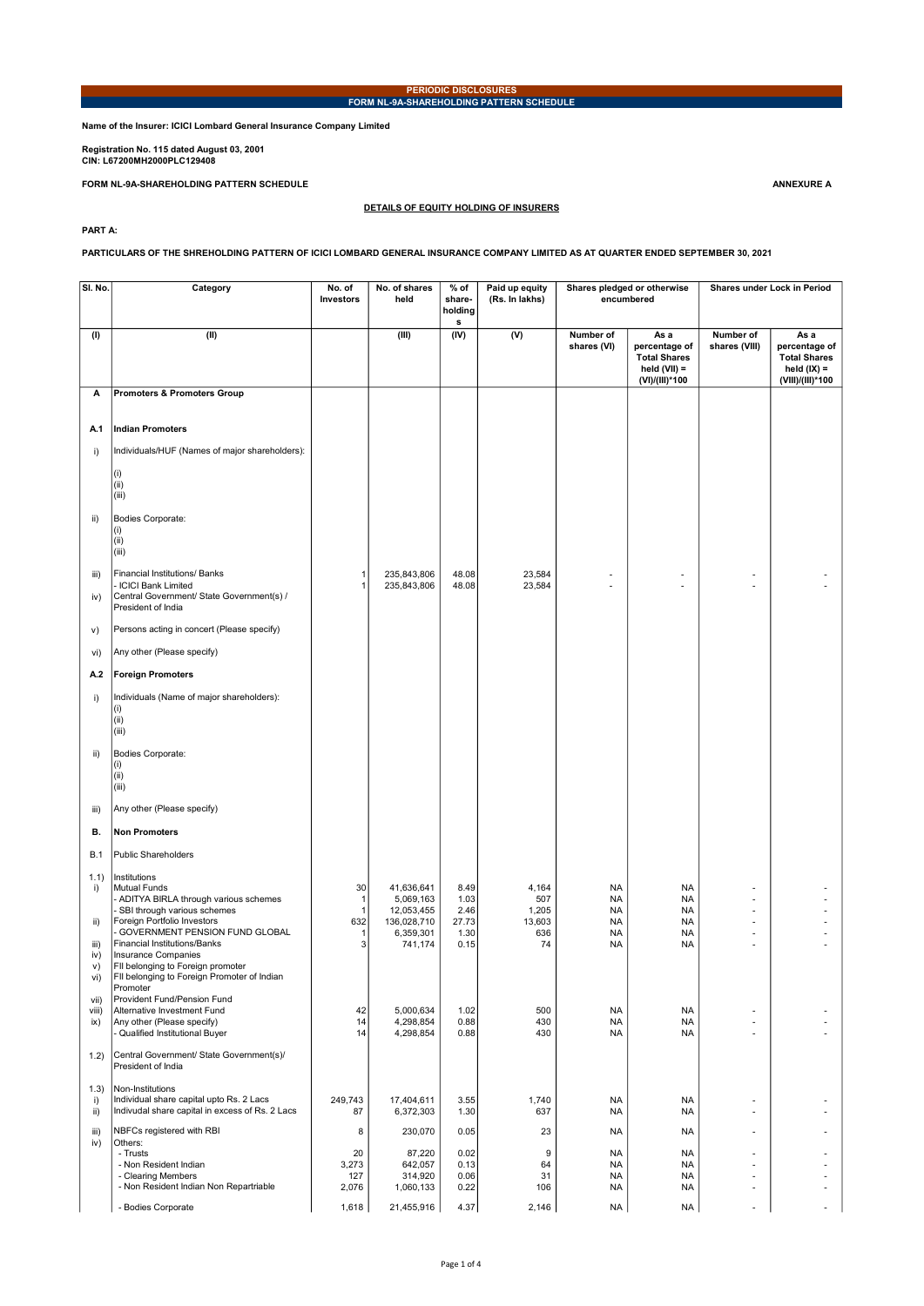**PERIODIC DISCLOSURES**

**FORM NL-9A-SHAREHOLDING PATTERN SCHEDULE**

**Name of the Insurer: ICICI Lombard General Insurance Company Limited**

**Registration No. 115 dated August 03, 2001**
**CIN: L67200MH2000PLC129408**

**FORM NL-9A-SHAREHOLDING PATTERN SCHEDULE** **ANNEXURE A**

**DETAILS OF EQUITY HOLDING OF INSURERS**

**PART A:**

**PARTICULARS OF THE SHREHOLDING PATTERN OF ICICI LOMBARD GENERAL INSURANCE COMPANY LIMITED AS AT QUARTER ENDED SEPTEMBER 30, 2021**

| Sl. No. | Category | No. of Investors | No. of shares held | % of share-holdings | Paid up equity (Rs. In lakhs) | Shares pledged or otherwise encumbered | | Shares under Lock in Period | |
|---|---|---|---|---|---|---|---|---|---|
| (I) | (II) | | (III) | (IV) | (V) | Number of shares (VI) | As a percentage of Total Shares held (VII) = (VI)/(III)*100 | Number of shares (VIII) | As a percentage of Total Shares held (IX) = (VIII)/(III)*100 |
| **A** | **Promoters & Promoters Group** | | | | | | | | |
| **A.1** | **Indian Promoters** | | | | | | | | |
| i) | Individuals/HUF (Names of major shareholders): (i) (ii) (iii) | | | | | | | | |
| ii) | Bodies Corporate: (i) (ii) (iii) | | | | | | | | |
| iii) | Financial Institutions/ Banks | 1 | 235,843,806 | 48.08 | 23,584 | - | - | - | - |
| | - ICICI Bank Limited | 1 | 235,843,806 | 48.08 | 23,584 | - | - | - | - |
| iv) | Central Government/ State Government(s) / President of India | | | | | | | | |
| v) | Persons acting in concert (Please specify) | | | | | | | | |
| vi) | Any other (Please specify) | | | | | | | | |
| **A.2** | **Foreign Promoters** | | | | | | | | |
| i) | Individuals (Name of major shareholders): (i) (ii) (iii) | | | | | | | | |
| ii) | Bodies Corporate: (i) (ii) (iii) | | | | | | | | |
| iii) | Any other (Please specify) | | | | | | | | |
| **B.** | **Non Promoters** | | | | | | | | |
| B.1 | Public Shareholders | | | | | | | | |
| 1.1) | Institutions | | | | | | | | |
| i) | Mutual Funds | 30 | 41,636,641 | 8.49 | 4,164 | NA | NA | - | - |
| | - ADITYA BIRLA through various schemes | 1 | 5,069,163 | 1.03 | 507 | NA | NA | - | - |
| | - SBI through various schemes | 1 | 12,053,455 | 2.46 | 1,205 | NA | NA | - | - |
| ii) | Foreign Portfolio Investors | 632 | 136,028,710 | 27.73 | 13,603 | NA | NA | - | - |
| | - GOVERNMENT PENSION FUND GLOBAL | 1 | 6,359,301 | 1.30 | 636 | NA | NA | - | - |
| iii) | Financial Institutions/Banks | 3 | 741,174 | 0.15 | 74 | NA | NA | - | - |
| iv) | Insurance Companies | | | | | | | | |
| v) | FII belonging to Foreign promoter | | | | | | | | |
| vi) | FII belonging to Foreign Promoter of Indian Promoter | | | | | | | | |
| vii) | Provident Fund/Pension Fund | | | | | | | | |
| viii) | Alternative Investment Fund | 42 | 5,000,634 | 1.02 | 500 | NA | NA | - | - |
| ix) | Any other (Please specify) | 14 | 4,298,854 | 0.88 | 430 | NA | NA | - | - |
| | - Qualified Institutional Buyer | 14 | 4,298,854 | 0.88 | 430 | NA | NA | - | - |
| 1.2) | Central Government/ State Government(s)/ President of India | | | | | | | | |
| 1.3) | Non-Institutions | | | | | | | | |
| i) | Individual share capital upto Rs. 2 Lacs | 249,743 | 17,404,611 | 3.55 | 1,740 | NA | NA | - | - |
| ii) | Indivudal share capital in excess of Rs. 2 Lacs | 87 | 6,372,303 | 1.30 | 637 | NA | NA | - | - |
| iii) | NBFCs registered with RBI | 8 | 230,070 | 0.05 | 23 | NA | NA | - | - |
| iv) | Others: | | | | | | | | |
| | - Trusts | 20 | 87,220 | 0.02 | 9 | NA | NA | - | - |
| | - Non Resident Indian | 3,273 | 642,057 | 0.13 | 64 | NA | NA | - | - |
| | - Clearing Members | 127 | 314,920 | 0.06 | 31 | NA | NA | - | - |
| | - Non Resident Indian Non Repartriable | 2,076 | 1,060,133 | 0.22 | 106 | NA | NA | - | - |
| | - Bodies Corporate | 1,618 | 21,455,916 | 4.37 | 2,146 | NA | NA | - | - |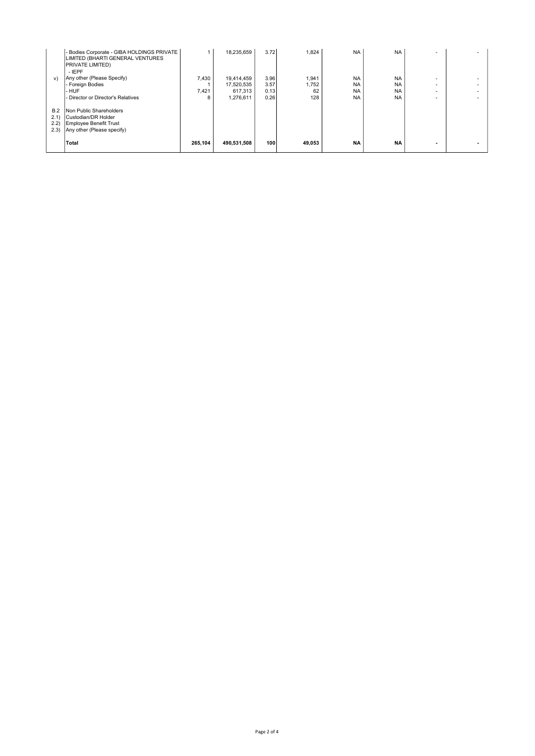|  |  |  |  |  |  |  |  |  |  |
|---|---|---|---|---|---|---|---|---|---|
|  | - Bodies Corporate - GIBA HOLDINGS PRIVATE LIMITED (BHARTI GENERAL VENTURES PRIVATE LIMITED) | 1 | 18,235,659 | 3.72 | 1,824 | NA | NA | - | - |
|  | - IEPF |  |  |  |  |  |  |  |  |
| v) | Any other (Please Specify) | 7,430 | 19,414,459 | 3.96 | 1,941 | NA | NA | - | - |
|  | - Foreign Bodies | 1 | 17,520,535 | 3.57 | 1,752 | NA | NA | - | - |
|  | - HUF | 7,421 | 617,313 | 0.13 | 62 | NA | NA | - | - |
|  | - Director or Director's Relatives | 8 | 1,276,611 | 0.26 | 128 | NA | NA | - | - |
| B.2 | Non Public Shareholders |  |  |  |  |  |  |  |  |
| 2.1) | Custodian/DR Holder |  |  |  |  |  |  |  |  |
| 2.2) | Employee Benefit Trust |  |  |  |  |  |  |  |  |
| 2.3) | Any other (Please specify) |  |  |  |  |  |  |  |  |
|  | **Total** | **265,104** | **490,531,508** | **100** | **49,053** | **NA** | **NA** | **-** | **-** |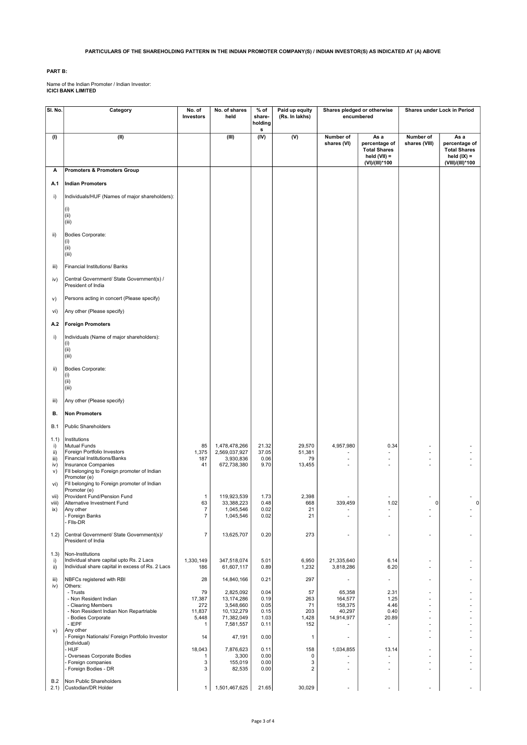**PARTICULARS OF THE SHAREHOLDING PATTERN IN THE INDIAN PROMOTER COMPANY(S) / INDIAN INVESTOR(S) AS INDICATED AT (A) ABOVE**

**PART B:**

Name of the Indian Promoter / Indian Investor:
**ICICI BANK LIMITED**

| Sl. No. | Category | No. of Investors | No. of shares held | % of share-holdings | Paid up equity (Rs. In lakhs) | Shares pledged or otherwise encumbered | | Shares under Lock in Period | |
|---|---|---|---|---|---|---|---|---|---|
| (I) | (II) | | (III) | (IV) | (V) | Number of shares (VI) | As a percentage of Total Shares held (VII) = (VI)/(III)*100 | Number of shares (VIII) | As a percentage of Total Shares held (IX) = (VIII)/(III)*100 |
| **A** | **Promoters & Promoters Group** | | | | | | | | |
| **A.1** | **Indian Promoters** | | | | | | | | |
| i) | Individuals/HUF (Names of major shareholders): (i) (ii) (iii) | | | | | | | | |
| ii) | Bodies Corporate: (i) (ii) (iii) | | | | | | | | |
| iii) | Financial Institutions/ Banks | | | | | | | | |
| iv) | Central Government/ State Government(s) / President of India | | | | | | | | |
| v) | Persons acting in concert (Please specify) | | | | | | | | |
| vi) | Any other (Please specify) | | | | | | | | |
| **A.2** | **Foreign Promoters** | | | | | | | | |
| i) | Individuals (Name of major shareholders): (i) (ii) (iii) | | | | | | | | |
| ii) | Bodies Corporate: (i) (ii) (iii) | | | | | | | | |
| iii) | Any other (Please specify) | | | | | | | | |
| **B.** | **Non Promoters** | | | | | | | | |
| B.1 | Public Shareholders | | | | | | | | |
| 1.1) | Institutions | | | | | | | | |
| i) | Mutual Funds | 85 | 1,478,478,266 | 21.32 | 29,570 | 4,957,980 | 0.34 | - | - |
| ii) | Foreign Portfolio Investors | 1,375 | 2,569,037,927 | 37.05 | 51,381 | - | - | - | - |
| iii) | Financial Institutions/Banks | 187 | 3,930,836 | 0.06 | 79 | - | - | - | - |
| iv) | Insurance Companies | 41 | 672,738,380 | 9.70 | 13,455 | - | - | - | - |
| v) | FII belonging to Foreign promoter of Indian Promoter (e) | | | | | | | | |
| vi) | FII belonging to Foreign promoter of Indian Promoter (e) | | | | | | | | |
| vii) | Provident Fund/Pension Fund | 1 | 119,923,539 | 1.73 | 2,398 | - | - | - | - |
| viii) | Alternative Investment Fund | 63 | 33,388,223 | 0.48 | 668 | 339,459 | 1.02 | 0 | 0 |
| ix) | Any other | 7 | 1,045,546 | 0.02 | 21 | - | - | - | - |
| | - Foreign Banks | 7 | 1,045,546 | 0.02 | 21 | - | - | - | - |
| | - FIIs-DR | | | | | | | | |
| 1.2) | Central Government/ State Government(s)/ President of India | 7 | 13,625,707 | 0.20 | 273 | - | - | - | - |
| 1.3) | Non-Institutions | | | | | | | | |
| i) | Individual share capital upto Rs. 2 Lacs | 1,330,149 | 347,518,074 | 5.01 | 6,950 | 21,335,640 | 6.14 | - | - |
| ii) | Individual share capital in excess of Rs. 2 Lacs | 186 | 61,607,117 | 0.89 | 1,232 | 3,818,286 | 6.20 | - | - |
| iii) | NBFCs registered with RBI | 28 | 14,840,166 | 0.21 | 297 | - | - | - | - |
| iv) | Others: | | | | | | | | |
| | - Trusts | 79 | 2,825,092 | 0.04 | 57 | 65,358 | 2.31 | - | - |
| | - Non Resident Indian | 17,387 | 13,174,286 | 0.19 | 263 | 164,577 | 1.25 | - | - |
| | - Clearing Members | 272 | 3,548,660 | 0.05 | 71 | 158,375 | 4.46 | - | - |
| | - Non Resident Indian Non Repartriable | 11,837 | 10,132,279 | 0.15 | 203 | 40,297 | 0.40 | - | - |
| | - Bodies Corporate | 5,448 | 71,382,049 | 1.03 | 1,428 | 14,914,977 | 20.89 | - | - |
| | - IEPF | 1 | 7,581,557 | 0.11 | 152 | - | - | - | - |
| v) | Any other | | | | | | | - | - |
| | - Foreign Nationals/ Foreign Portfolio Investor (Individual) | 14 | 47,191 | 0.00 | 1 | - | - | - | - |
| | - HUF | 18,043 | 7,876,623 | 0.11 | 158 | 1,034,855 | 13.14 | - | - |
| | - Overseas Corporate Bodies | 1 | 3,300 | 0.00 | 0 | - | - | - | - |
| | - Foreign companies | 3 | 155,019 | 0.00 | 3 | - | - | - | - |
| | - Foreign Bodies - DR | 3 | 82,535 | 0.00 | 2 | - | - | - | - |
| B.2 | Non Public Shareholders | | | | | | | | |
| 2.1) | Custodian/DR Holder | 1 | 1,501,467,625 | 21.65 | 30,029 | - | - | - | - |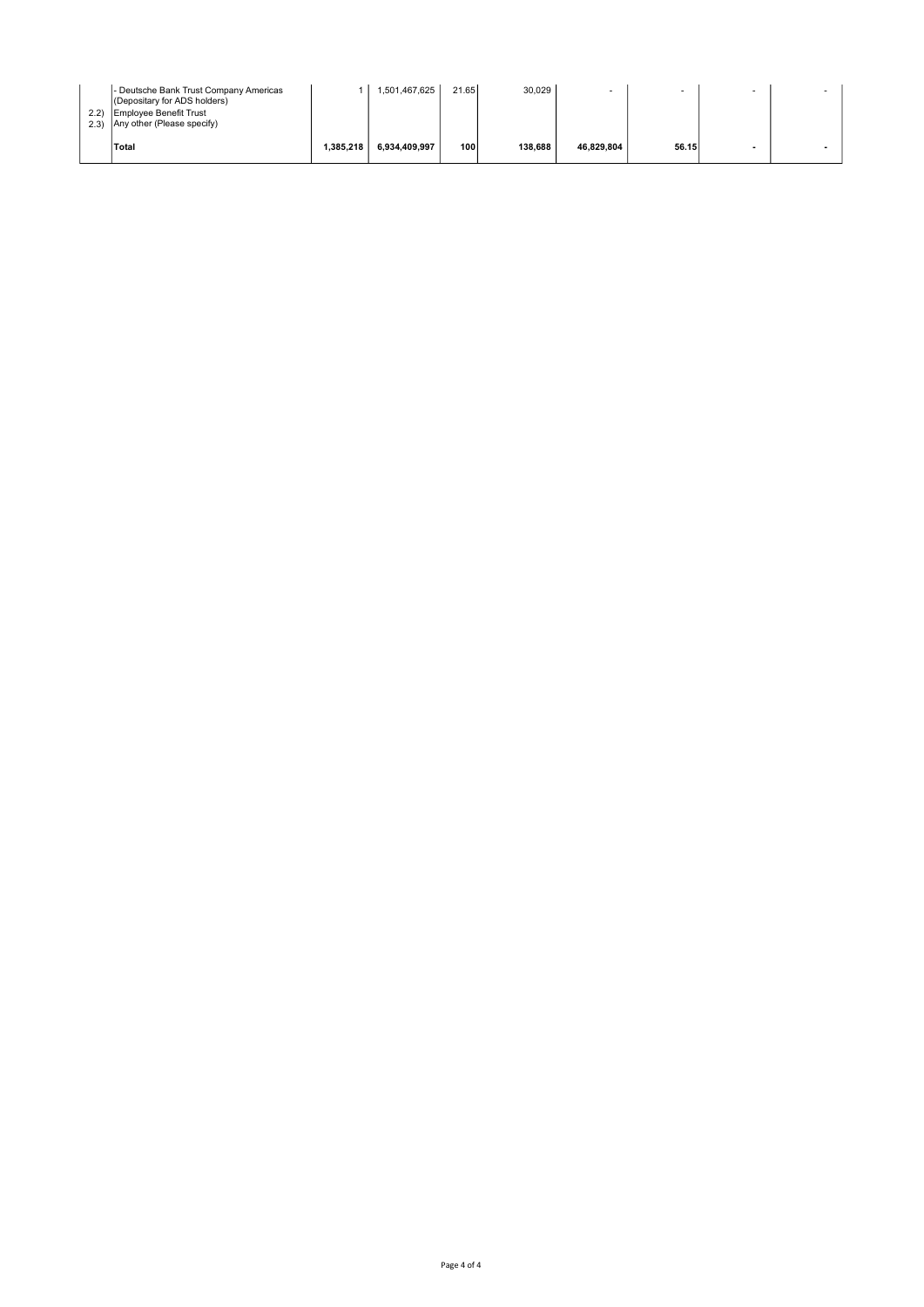| | | | | | | | | | |
|---|---|---|---|---|---|---|---|---|---|
| | - Deutsche Bank Trust Company Americas (Depositary for ADS holders) | 1 | 1,501,467,625 | 21.65 | 30,029 | - | - | - | - |
| 2.2) | Employee Benefit Trust | | | | | | | | |
| 2.3) | Any other (Please specify) | | | | | | | | |
| | **Total** | **1,385,218** | **6,934,409,997** | **100** | **138,688** | **46,829,804** | **56.15** | **-** | **-** |